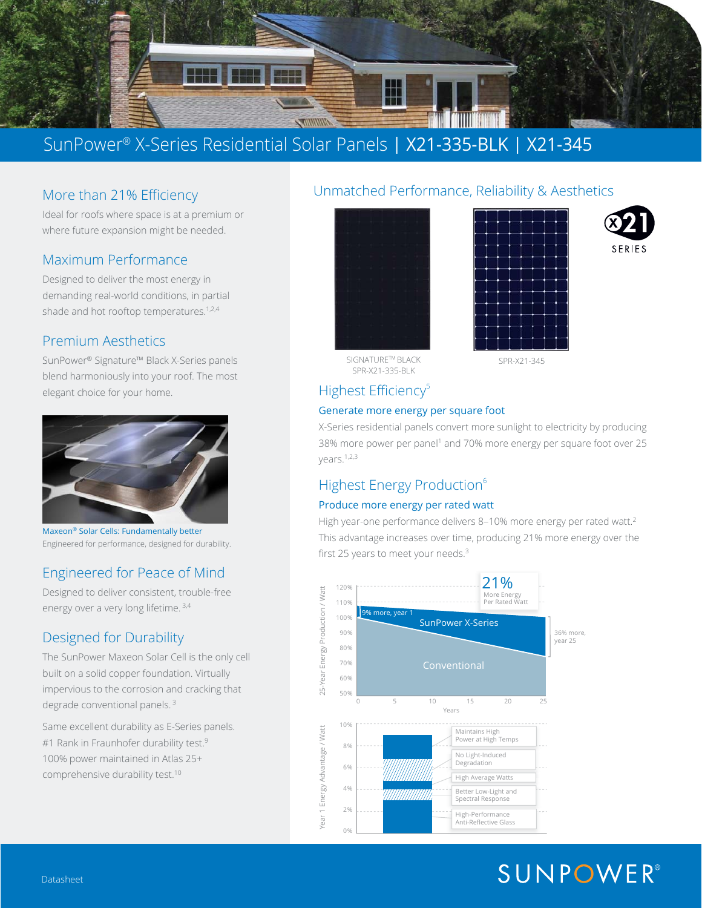# SunPower® X-Series Residential Solar Panels | X21-335-BLK | X21-345

## More than 21% Efficiency

Ideal for roofs where space is at a premium or where future expansion might be needed.

## Maximum Performance

Designed to deliver the most energy in demanding real-world conditions, in partial shade and hot rooftop temperatures.[1,2,4]

## Premium Aesthetics

SunPower® Signature™ Black X-Series panels blend harmoniously into your roof. The most elegant choice for your home.

Maxeon® Solar Cells: Fundamentally better
Engineered for performance, designed for durability.

## Engineered for Peace of Mind

Designed to deliver consistent, trouble-free energy over a very long lifetime.[3,4]

## Designed for Durability

The SunPower Maxeon Solar Cell is the only cell built on a solid copper foundation. Virtually impervious to the corrosion and cracking that degrade conventional panels.[3]

Same excellent durability as E-Series panels.
#1 Rank in Fraunhofer durability test.[9]
100% power maintained in Atlas 25+ comprehensive durability test.[10]

## Unmatched Performance, Reliability & Aesthetics

SIGNATURE™ BLACK SPR-X21-335-BLK

SPR-X21-345

X21 SERIES

## Highest Efficiency[5]

### Generate more energy per square foot

X-Series residential panels convert more sunlight to electricity by producing 38% more power per panel[1] and 70% more energy per square foot over 25 years.[1,2,3]

## Highest Energy Production[6]

### Produce more energy per rated watt

High year-one performance delivers 8–10% more energy per rated watt.[2] This advantage increases over time, producing 21% more energy over the first 25 years to meet your needs.[3]

21% More Energy Per Rated Watt

9% more, year 1 — SunPower X-Series — 36% more, year 25 — Conventional

25-Year Energy Production / Watt (50%–120%) vs. Years (0–25)

Year 1 Energy Advantage / Watt (0%–10%):
- Maintains High Power at High Temps
- No Light-Induced Degradation
- High Average Watts
- Better Low-Light and Spectral Response
- High-Performance Anti-Reflective Glass

Datasheet

SUNPOWER®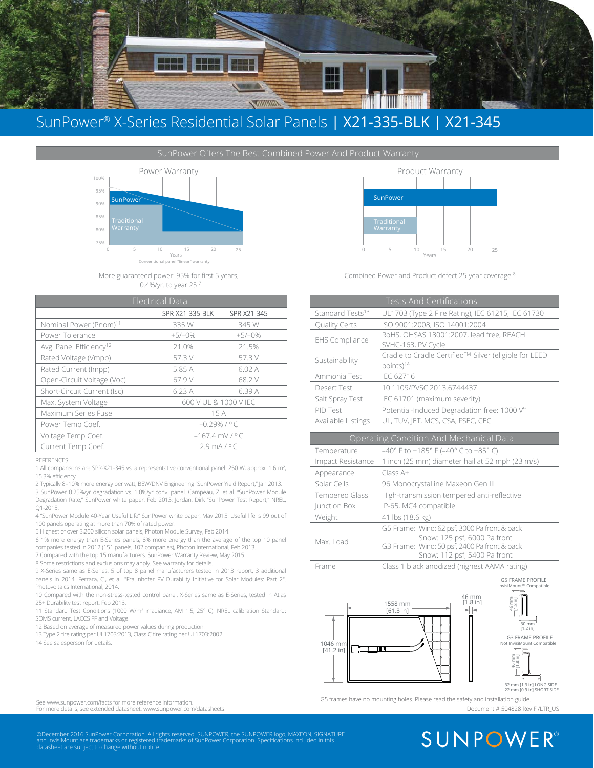# SunPower® X-Series Residential Solar Panels | X21-335-BLK | X21-345

## SunPower Offers The Best Combined Power And Product Warranty

Power Warranty

100%
95%
90%
85%
80%
75%

SunPower

Traditional Warranty

0 5 10 15 20 25

Years

— Conventional panel "linear" warranty

More guaranteed power: 95% for first 5 years, −0.4%/yr. to year 25 [7]

Product Warranty

SunPower

Traditional Warranty

0 5 10 15 20 25

Years

Combined Power and Product defect 25-year coverage [8]

## Electrical Data

| | SPR-X21-335-BLK | SPR-X21-345 |
|---|---|---|
| Nominal Power (Pnom)[11] | 335 W | 345 W |
| Power Tolerance | +5/−0% | +5/−0% |
| Avg. Panel Efficiency[12] | 21.0% | 21.5% |
| Rated Voltage (Vmpp) | 57.3 V | 57.3 V |
| Rated Current (Impp) | 5.85 A | 6.02 A |
| Open-Circuit Voltage (Voc) | 67.9 V | 68.2 V |
| Short-Circuit Current (Isc) | 6.23 A | 6.39 A |
| Max. System Voltage | 600 V UL & 1000 V IEC | |
| Maximum Series Fuse | 15 A | |
| Power Temp Coef. | −0.29% / °C | |
| Voltage Temp Coef. | −167.4 mV / °C | |
| Current Temp Coef. | 2.9 mA / °C | |

REFERENCES:

1 All comparisons are SPR-X21-345 vs. a representative conventional panel: 250 W, approx. 1.6 m², 15.3% efficiency.

2 Typically 8–10% more energy per watt, BEW/DNV Engineering "SunPower Yield Report," Jan 2013.

3 SunPower 0.25%/yr degradation vs. 1.0%/yr conv. panel. Campeau, Z. et al. "SunPower Module Degradation Rate," SunPower white paper, Feb 2013; Jordan, Dirk "SunPower Test Report," NREL, Q1-2015.

4 "SunPower Module 40-Year Useful Life" SunPower white paper, May 2015. Useful life is 99 out of 100 panels operating at more than 70% of rated power.

5 Highest of over 3,200 silicon solar panels, Photon Module Survey, Feb 2014.

6 1% more energy than E-Series panels, 8% more energy than the average of the top 10 panel companies tested in 2012 (151 panels, 102 companies), Photon International, Feb 2013.

7 Compared with the top 15 manufacturers. SunPower Warranty Review, May 2015.

8 Some restrictions and exclusions may apply. See warranty for details.

9 X-Series same as E-Series, 5 of top 8 panel manufacturers tested in 2013 report, 3 additional panels in 2014. Ferrara, C., et al. "Fraunhofer PV Durability Initiative for Solar Modules: Part 2". Photovoltaics International, 2014.

10 Compared with the non-stress-tested control panel. X-Series same as E-Series, tested in Atlas 25+ Durability test report, Feb 2013.

11 Standard Test Conditions (1000 W/m² irradiance, AM 1.5, 25° C). NREL calibration Standard: SOMS current, LACCS FF and Voltage.

12 Based on average of measured power values during production.

13 Type 2 fire rating per UL1703:2013, Class C fire rating per UL1703:2002.

14 See salesperson for details.

## Tests And Certifications

| | |
|---|---|
| Standard Tests[13] | UL1703 (Type 2 Fire Rating), IEC 61215, IEC 61730 |
| Quality Certs | ISO 9001:2008, ISO 14001:2004 |
| EHS Compliance | RoHS, OHSAS 18001:2007, lead free, REACH SVHC-163, PV Cycle |
| Sustainability | Cradle to Cradle Certified™ Silver (eligible for LEED points)[14] |
| Ammonia Test | IEC 62716 |
| Desert Test | 10.1109/PVSC.2013.6744437 |
| Salt Spray Test | IEC 61701 (maximum severity) |
| PID Test | Potential-Induced Degradation free: 1000 V[9] |
| Available Listings | UL, TUV, JET, MCS, CSA, FSEC, CEC |

## Operating Condition And Mechanical Data

| | |
|---|---|
| Temperature | −40° F to +185° F (−40° C to +85° C) |
| Impact Resistance | 1 inch (25 mm) diameter hail at 52 mph (23 m/s) |
| Appearance | Class A+ |
| Solar Cells | 96 Monocrystalline Maxeon Gen III |
| Tempered Glass | High-transmission tempered anti-reflective |
| Junction Box | IP-65, MC4 compatible |
| Weight | 41 lbs (18.6 kg) |
| Max. Load | G5 Frame: Wind: 62 psf, 3000 Pa front & back; Snow: 125 psf, 6000 Pa front; G3 Frame: Wind: 50 psf, 2400 Pa front & back; Snow: 112 psf, 5400 Pa front |
| Frame | Class 1 black anodized (highest AAMA rating) |

1558 mm [61.3 in]

1046 mm [41.2 in]

46 mm [1.8 in]

G5 FRAME PROFILE
InvisiMount™ Compatible

46 mm [1.8 in]

30 mm [1.2 in]

G3 FRAME PROFILE
Not InvisiMount Compatible

46 mm [1.8 in]

32 mm [1.3 in] LONG SIDE
22 mm [0.9 in] SHORT SIDE

G5 frames have no mounting holes. Please read the safety and installation guide.

See www.sunpower.com/facts for more reference information.
For more details, see extended datasheet: www.sunpower.com/datasheets.

Document # 504828 Rev F /LTR_US

©December 2016 SunPower Corporation. All rights reserved. SUNPOWER, the SUNPOWER logo, MAXEON, SIGNATURE and InvisiMount are trademarks or registered trademarks of SunPower Corporation. Specifications included in this datasheet are subject to change without notice.

SUNPOWER®